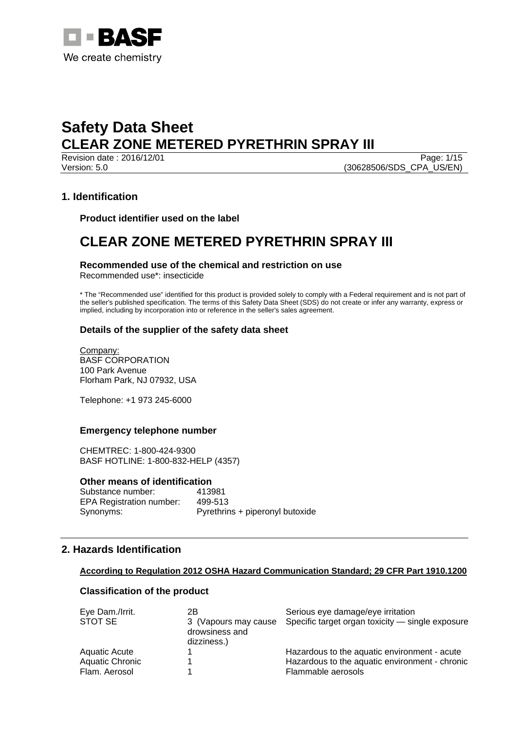BASF

We create chemistry

# Safety Data Sheet
# CLEAR ZONE METERED PYRETHRIN SPRAY III

Revision date : 2016/12/01
Version: 5.0
(30628506/SDS_CPA_US/EN)

## 1. Identification

### Product identifier used on the label

# CLEAR ZONE METERED PYRETHRIN SPRAY III

### Recommended use of the chemical and restriction on use

Recommended use*: insecticide

* The "Recommended use" identified for this product is provided solely to comply with a Federal requirement and is not part of the seller's published specification. The terms of this Safety Data Sheet (SDS) do not create or infer any warranty, express or implied, including by incorporation into or reference in the seller's sales agreement.

### Details of the supplier of the safety data sheet

Company:
BASF CORPORATION
100 Park Avenue
Florham Park, NJ 07932, USA

Telephone: +1 973 245-6000

### Emergency telephone number

CHEMTREC: 1-800-424-9300
BASF HOTLINE: 1-800-832-HELP (4357)

### Other means of identification

| | |
|---|---|
| Substance number: | 413981 |
| EPA Registration number: | 499-513 |
| Synonyms: | Pyrethrins + piperonyl butoxide |

## 2. Hazards Identification

**According to Regulation 2012 OSHA Hazard Communication Standard; 29 CFR Part 1910.1200**

### Classification of the product

| | | |
|---|---|---|
| Eye Dam./Irrit. | 2B | Serious eye damage/eye irritation |
| STOT SE | 3 (Vapours may cause drowsiness and dizziness.) | Specific target organ toxicity — single exposure |
| Aquatic Acute | 1 | Hazardous to the aquatic environment - acute |
| Aquatic Chronic | 1 | Hazardous to the aquatic environment - chronic |
| Flam. Aerosol | 1 | Flammable aerosols |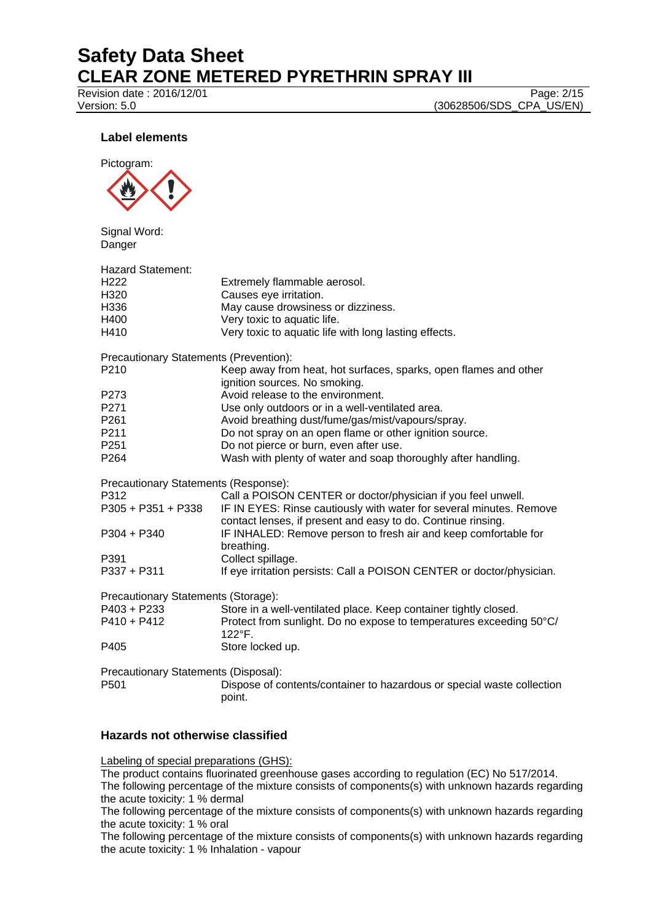## Label elements

Pictogram:

Signal Word:
Danger

Hazard Statement:

| | |
|---|---|
| H222 | Extremely flammable aerosol. |
| H320 | Causes eye irritation. |
| H336 | May cause drowsiness or dizziness. |
| H400 | Very toxic to aquatic life. |
| H410 | Very toxic to aquatic life with long lasting effects. |

Precautionary Statements (Prevention):

| | |
|---|---|
| P210 | Keep away from heat, hot surfaces, sparks, open flames and other ignition sources. No smoking. |
| P273 | Avoid release to the environment. |
| P271 | Use only outdoors or in a well-ventilated area. |
| P261 | Avoid breathing dust/fume/gas/mist/vapours/spray. |
| P211 | Do not spray on an open flame or other ignition source. |
| P251 | Do not pierce or burn, even after use. |
| P264 | Wash with plenty of water and soap thoroughly after handling. |

Precautionary Statements (Response):

| | |
|---|---|
| P312 | Call a POISON CENTER or doctor/physician if you feel unwell. |
| P305 + P351 + P338 | IF IN EYES: Rinse cautiously with water for several minutes. Remove contact lenses, if present and easy to do. Continue rinsing. |
| P304 + P340 | IF INHALED: Remove person to fresh air and keep comfortable for breathing. |
| P391 | Collect spillage. |
| P337 + P311 | If eye irritation persists: Call a POISON CENTER or doctor/physician. |

Precautionary Statements (Storage):

| | |
|---|---|
| P403 + P233 | Store in a well-ventilated place. Keep container tightly closed. |
| P410 + P412 | Protect from sunlight. Do no expose to temperatures exceeding 50°C/ 122°F. |
| P405 | Store locked up. |

Precautionary Statements (Disposal):

| | |
|---|---|
| P501 | Dispose of contents/container to hazardous or special waste collection point. |

## Hazards not otherwise classified

Labeling of special preparations (GHS):
The product contains fluorinated greenhouse gases according to regulation (EC) No 517/2014.
The following percentage of the mixture consists of components(s) with unknown hazards regarding the acute toxicity: 1 % dermal
The following percentage of the mixture consists of components(s) with unknown hazards regarding the acute toxicity: 1 % oral
The following percentage of the mixture consists of components(s) with unknown hazards regarding the acute toxicity: 1 % Inhalation - vapour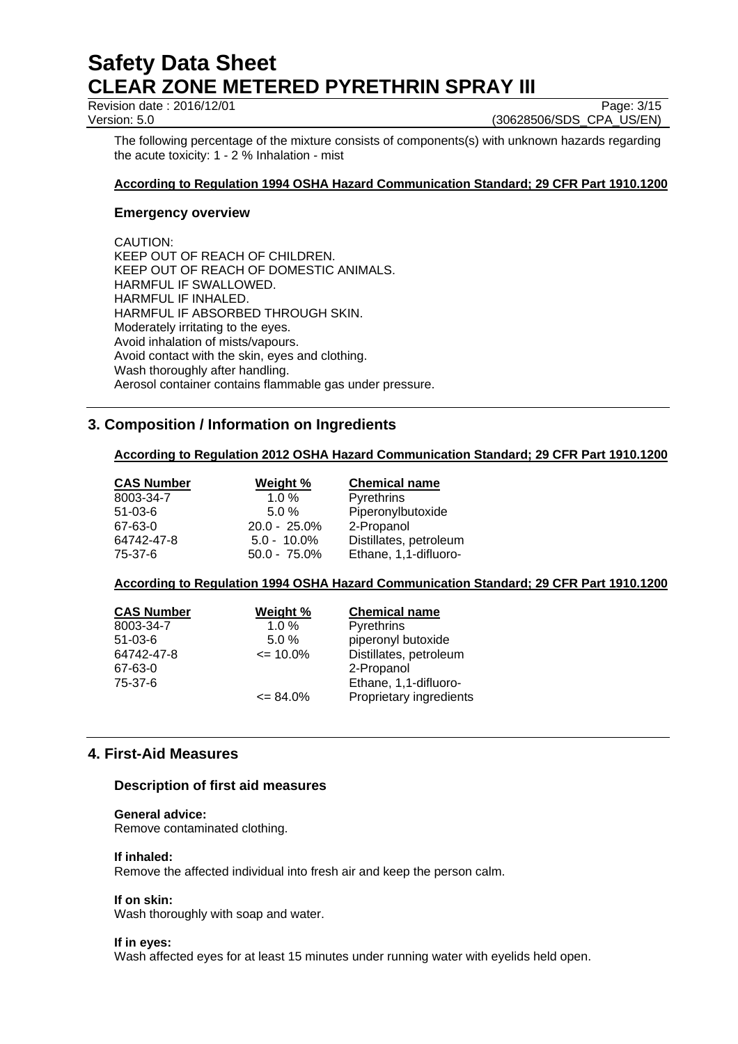The following percentage of the mixture consists of components(s) with unknown hazards regarding the acute toxicity: 1 - 2 % Inhalation - mist

**According to Regulation 1994 OSHA Hazard Communication Standard; 29 CFR Part 1910.1200**

### Emergency overview

CAUTION:
KEEP OUT OF REACH OF CHILDREN.
KEEP OUT OF REACH OF DOMESTIC ANIMALS.
HARMFUL IF SWALLOWED.
HARMFUL IF INHALED.
HARMFUL IF ABSORBED THROUGH SKIN.
Moderately irritating to the eyes.
Avoid inhalation of mists/vapours.
Avoid contact with the skin, eyes and clothing.
Wash thoroughly after handling.
Aerosol container contains flammable gas under pressure.

## 3. Composition / Information on Ingredients

**According to Regulation 2012 OSHA Hazard Communication Standard; 29 CFR Part 1910.1200**

| CAS Number | Weight % | Chemical name |
|---|---|---|
| 8003-34-7 | 1.0 % | Pyrethrins |
| 51-03-6 | 5.0 % | Piperonylbutoxide |
| 67-63-0 | 20.0 - 25.0% | 2-Propanol |
| 64742-47-8 | 5.0 - 10.0% | Distillates, petroleum |
| 75-37-6 | 50.0 - 75.0% | Ethane, 1,1-difluoro- |

**According to Regulation 1994 OSHA Hazard Communication Standard; 29 CFR Part 1910.1200**

| CAS Number | Weight % | Chemical name |
|---|---|---|
| 8003-34-7 | 1.0 % | Pyrethrins |
| 51-03-6 | 5.0 % | piperonyl butoxide |
| 64742-47-8 | <= 10.0% | Distillates, petroleum |
| 67-63-0 | | 2-Propanol |
| 75-37-6 | | Ethane, 1,1-difluoro- |
| | <= 84.0% | Proprietary ingredients |

## 4. First-Aid Measures

### Description of first aid measures

**General advice:**
Remove contaminated clothing.

**If inhaled:**
Remove the affected individual into fresh air and keep the person calm.

**If on skin:**
Wash thoroughly with soap and water.

**If in eyes:**
Wash affected eyes for at least 15 minutes under running water with eyelids held open.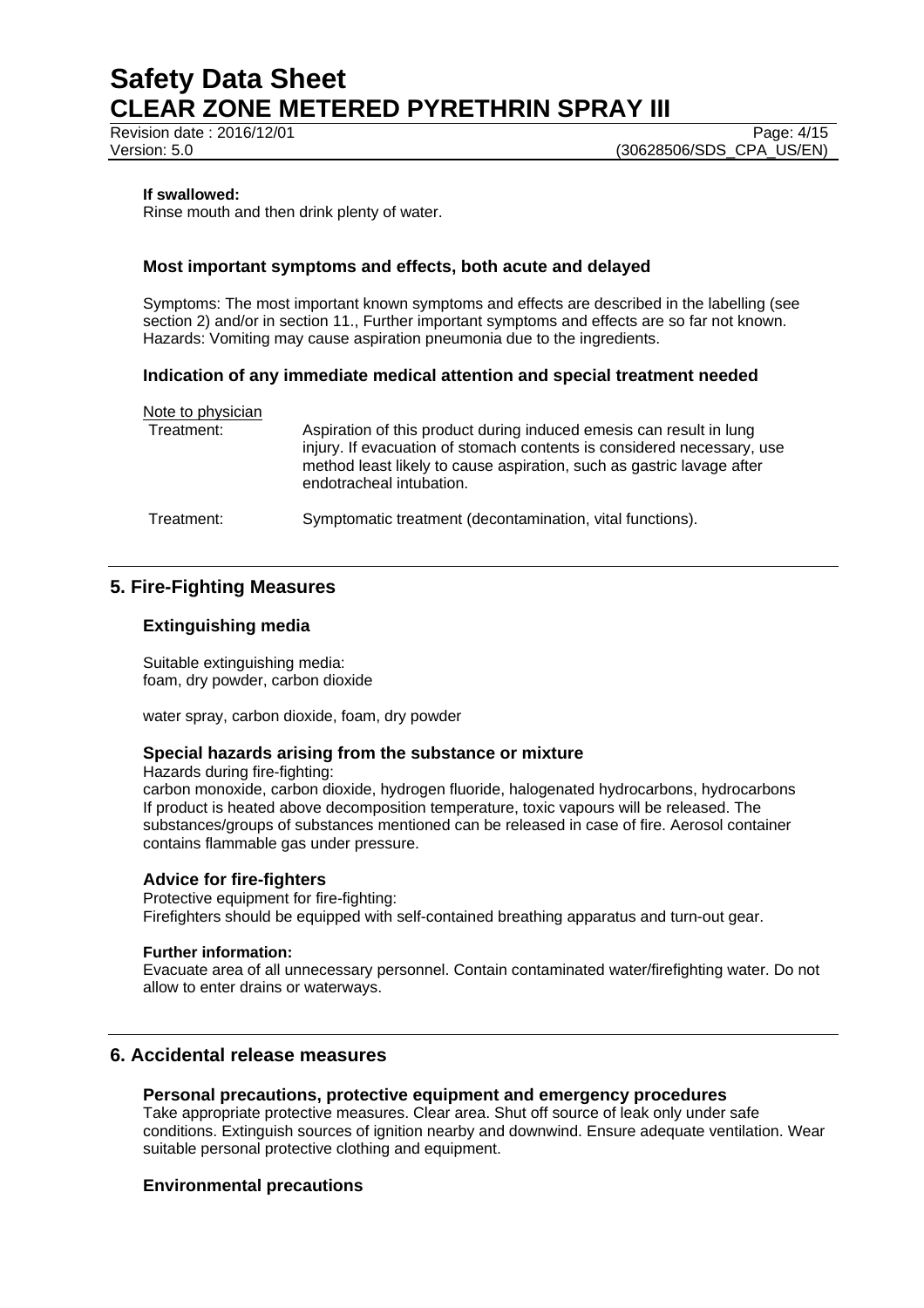**If swallowed:**
Rinse mouth and then drink plenty of water.

### Most important symptoms and effects, both acute and delayed

Symptoms: The most important known symptoms and effects are described in the labelling (see section 2) and/or in section 11., Further important symptoms and effects are so far not known.
Hazards: Vomiting may cause aspiration pneumonia due to the ingredients.

### Indication of any immediate medical attention and special treatment needed

Note to physician

| | |
|---|---|
| Treatment: | Aspiration of this product during induced emesis can result in lung injury. If evacuation of stomach contents is considered necessary, use method least likely to cause aspiration, such as gastric lavage after endotracheal intubation. |
| Treatment: | Symptomatic treatment (decontamination, vital functions). |

## 5. Fire-Fighting Measures

### Extinguishing media

Suitable extinguishing media:
foam, dry powder, carbon dioxide

water spray, carbon dioxide, foam, dry powder

### Special hazards arising from the substance or mixture

Hazards during fire-fighting:
carbon monoxide, carbon dioxide, hydrogen fluoride, halogenated hydrocarbons, hydrocarbons
If product is heated above decomposition temperature, toxic vapours will be released. The substances/groups of substances mentioned can be released in case of fire. Aerosol container contains flammable gas under pressure.

### Advice for fire-fighters

Protective equipment for fire-fighting:
Firefighters should be equipped with self-contained breathing apparatus and turn-out gear.

**Further information:**
Evacuate area of all unnecessary personnel. Contain contaminated water/firefighting water. Do not allow to enter drains or waterways.

## 6. Accidental release measures

### Personal precautions, protective equipment and emergency procedures

Take appropriate protective measures. Clear area. Shut off source of leak only under safe conditions. Extinguish sources of ignition nearby and downwind. Ensure adequate ventilation. Wear suitable personal protective clothing and equipment.

### Environmental precautions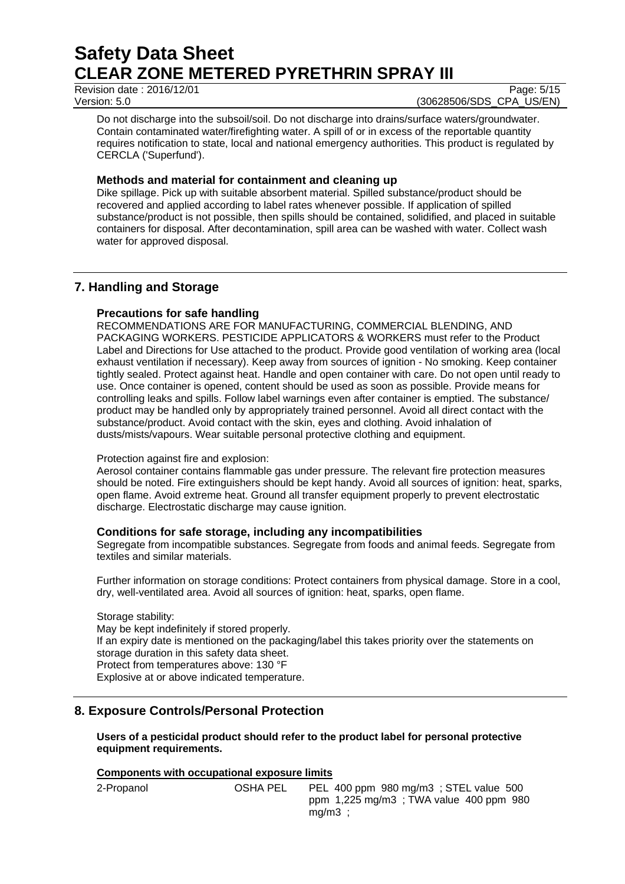Do not discharge into the subsoil/soil. Do not discharge into drains/surface waters/groundwater. Contain contaminated water/firefighting water. A spill of or in excess of the reportable quantity requires notification to state, local and national emergency authorities. This product is regulated by CERCLA ('Superfund').

### Methods and material for containment and cleaning up

Dike spillage. Pick up with suitable absorbent material. Spilled substance/product should be recovered and applied according to label rates whenever possible. If application of spilled substance/product is not possible, then spills should be contained, solidified, and placed in suitable containers for disposal. After decontamination, spill area can be washed with water. Collect wash water for approved disposal.

## 7. Handling and Storage

### Precautions for safe handling

RECOMMENDATIONS ARE FOR MANUFACTURING, COMMERCIAL BLENDING, AND PACKAGING WORKERS. PESTICIDE APPLICATORS & WORKERS must refer to the Product Label and Directions for Use attached to the product. Provide good ventilation of working area (local exhaust ventilation if necessary). Keep away from sources of ignition - No smoking. Keep container tightly sealed. Protect against heat. Handle and open container with care. Do not open until ready to use. Once container is opened, content should be used as soon as possible. Provide means for controlling leaks and spills. Follow label warnings even after container is emptied. The substance/ product may be handled only by appropriately trained personnel. Avoid all direct contact with the substance/product. Avoid contact with the skin, eyes and clothing. Avoid inhalation of dusts/mists/vapours. Wear suitable personal protective clothing and equipment.

Protection against fire and explosion:

Aerosol container contains flammable gas under pressure. The relevant fire protection measures should be noted. Fire extinguishers should be kept handy. Avoid all sources of ignition: heat, sparks, open flame. Avoid extreme heat. Ground all transfer equipment properly to prevent electrostatic discharge. Electrostatic discharge may cause ignition.

### Conditions for safe storage, including any incompatibilities

Segregate from incompatible substances. Segregate from foods and animal feeds. Segregate from textiles and similar materials.

Further information on storage conditions: Protect containers from physical damage. Store in a cool, dry, well-ventilated area. Avoid all sources of ignition: heat, sparks, open flame.

Storage stability:
May be kept indefinitely if stored properly.
If an expiry date is mentioned on the packaging/label this takes priority over the statements on storage duration in this safety data sheet.
Protect from temperatures above: 130 °F
Explosive at or above indicated temperature.

## 8. Exposure Controls/Personal Protection

**Users of a pesticidal product should refer to the product label for personal protective equipment requirements.**

**Components with occupational exposure limits**

| | | |
|---|---|---|
| 2-Propanol | OSHA PEL | PEL 400 ppm 980 mg/m3 ; STEL value 500 ppm 1,225 mg/m3 ; TWA value 400 ppm 980 mg/m3 ; |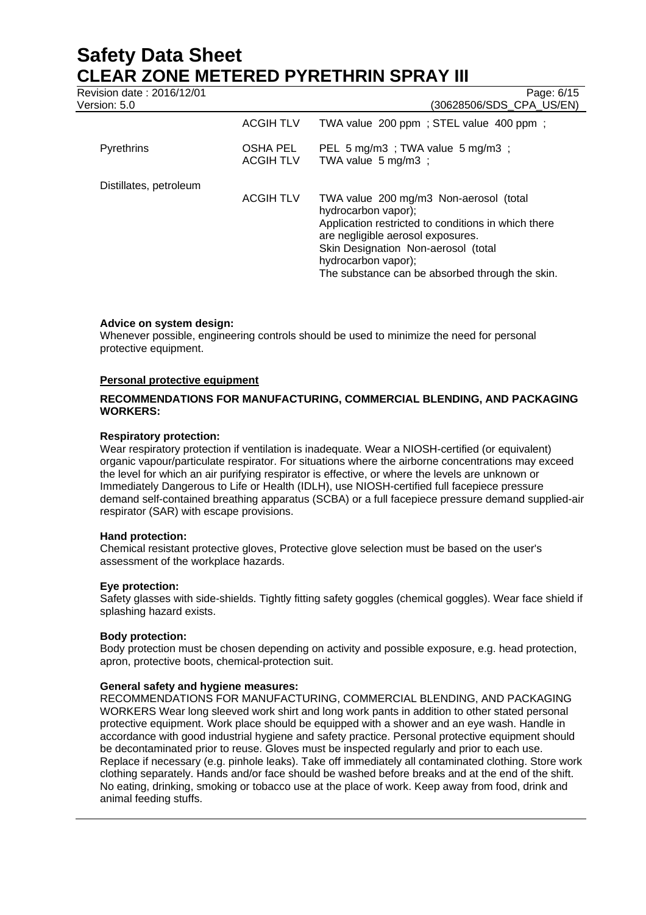| | | |
|---|---|---|
| | ACGIH TLV | TWA value 200 ppm ; STEL value 400 ppm ; |
| Pyrethrins | OSHA PEL | PEL 5 mg/m3 ; TWA value 5 mg/m3 ; |
| | ACGIH TLV | TWA value 5 mg/m3 ; |
| Distillates, petroleum | ACGIH TLV | TWA value 200 mg/m3 Non-aerosol (total hydrocarbon vapor); Application restricted to conditions in which there are negligible aerosol exposures. Skin Designation Non-aerosol (total hydrocarbon vapor); The substance can be absorbed through the skin. |

**Advice on system design:**
Whenever possible, engineering controls should be used to minimize the need for personal protective equipment.

**Personal protective equipment**

**RECOMMENDATIONS FOR MANUFACTURING, COMMERCIAL BLENDING, AND PACKAGING WORKERS:**

**Respiratory protection:**
Wear respiratory protection if ventilation is inadequate. Wear a NIOSH-certified (or equivalent) organic vapour/particulate respirator. For situations where the airborne concentrations may exceed the level for which an air purifying respirator is effective, or where the levels are unknown or Immediately Dangerous to Life or Health (IDLH), use NIOSH-certified full facepiece pressure demand self-contained breathing apparatus (SCBA) or a full facepiece pressure demand supplied-air respirator (SAR) with escape provisions.

**Hand protection:**
Chemical resistant protective gloves, Protective glove selection must be based on the user's assessment of the workplace hazards.

**Eye protection:**
Safety glasses with side-shields. Tightly fitting safety goggles (chemical goggles). Wear face shield if splashing hazard exists.

**Body protection:**
Body protection must be chosen depending on activity and possible exposure, e.g. head protection, apron, protective boots, chemical-protection suit.

**General safety and hygiene measures:**
RECOMMENDATIONS FOR MANUFACTURING, COMMERCIAL BLENDING, AND PACKAGING WORKERS Wear long sleeved work shirt and long work pants in addition to other stated personal protective equipment. Work place should be equipped with a shower and an eye wash. Handle in accordance with good industrial hygiene and safety practice. Personal protective equipment should be decontaminated prior to reuse. Gloves must be inspected regularly and prior to each use. Replace if necessary (e.g. pinhole leaks). Take off immediately all contaminated clothing. Store work clothing separately. Hands and/or face should be washed before breaks and at the end of the shift. No eating, drinking, smoking or tobacco use at the place of work. Keep away from food, drink and animal feeding stuffs.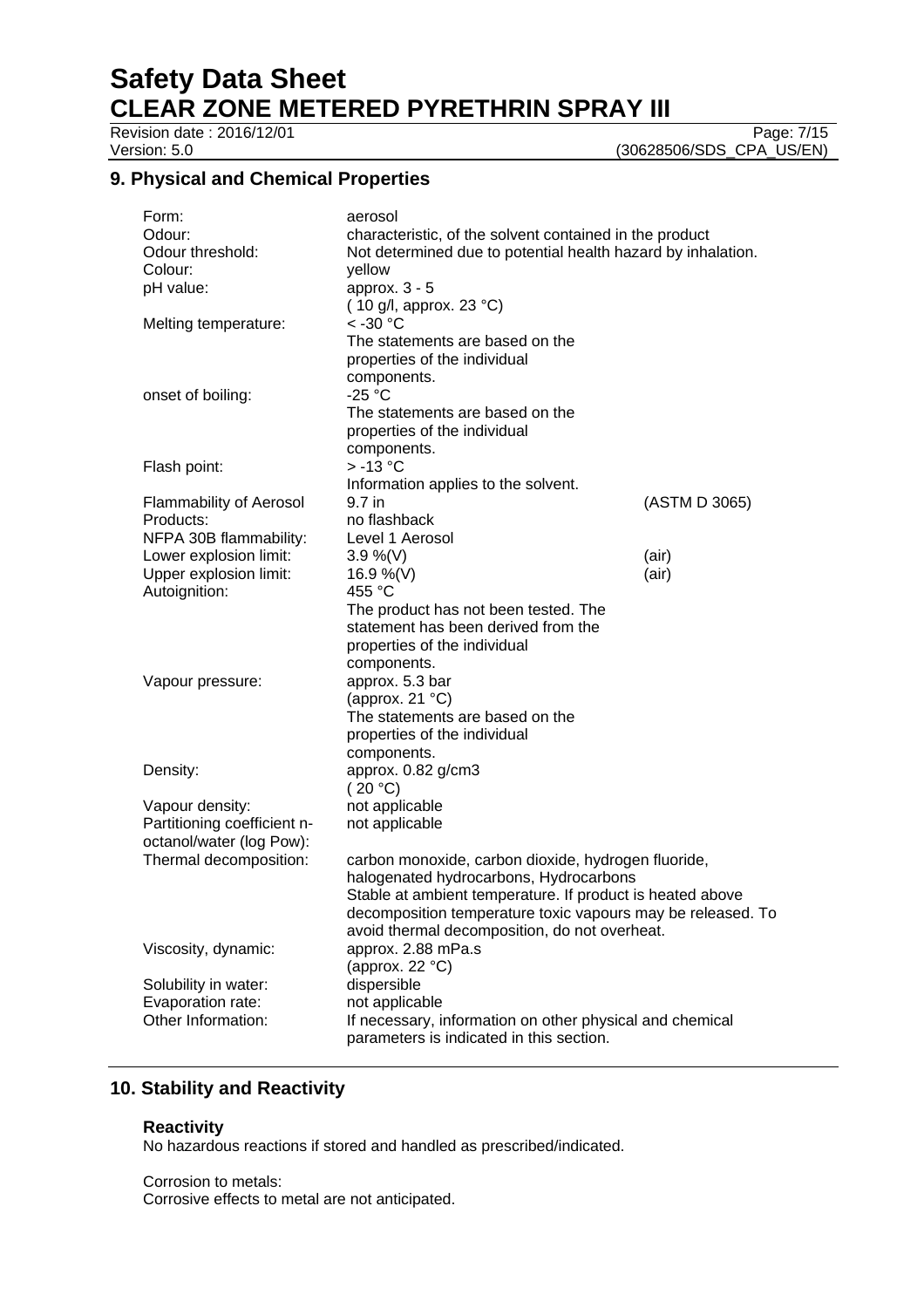## 9. Physical and Chemical Properties

| Property | Value | |
|---|---|---|
| Form: | aerosol | |
| Odour: | characteristic, of the solvent contained in the product | |
| Odour threshold: | Not determined due to potential health hazard by inhalation. | |
| Colour: | yellow | |
| pH value: | approx. 3 - 5 (10 g/l, approx. 23 °C) | |
| Melting temperature: | < -30 °C The statements are based on the properties of the individual components. | |
| onset of boiling: | -25 °C The statements are based on the properties of the individual components. | |
| Flash point: | > -13 °C Information applies to the solvent. | |
| Flammability of Aerosol Products: | 9.7 in no flashback | (ASTM D 3065) |
| NFPA 30B flammability: | Level 1 Aerosol | |
| Lower explosion limit: | 3.9 %(V) | (air) |
| Upper explosion limit: | 16.9 %(V) | (air) |
| Autoignition: | 455 °C The product has not been tested. The statement has been derived from the properties of the individual components. | |
| Vapour pressure: | approx. 5.3 bar (approx. 21 °C) The statements are based on the properties of the individual components. | |
| Density: | approx. 0.82 g/cm3 (20 °C) | |
| Vapour density: | not applicable | |
| Partitioning coefficient n-octanol/water (log Pow): | not applicable | |
| Thermal decomposition: | carbon monoxide, carbon dioxide, hydrogen fluoride, halogenated hydrocarbons, Hydrocarbons Stable at ambient temperature. If product is heated above decomposition temperature toxic vapours may be released. To avoid thermal decomposition, do not overheat. | |
| Viscosity, dynamic: | approx. 2.88 mPa.s (approx. 22 °C) | |
| Solubility in water: | dispersible | |
| Evaporation rate: | not applicable | |
| Other Information: | If necessary, information on other physical and chemical parameters is indicated in this section. | |

## 10. Stability and Reactivity

### Reactivity

No hazardous reactions if stored and handled as prescribed/indicated.

Corrosion to metals:
Corrosive effects to metal are not anticipated.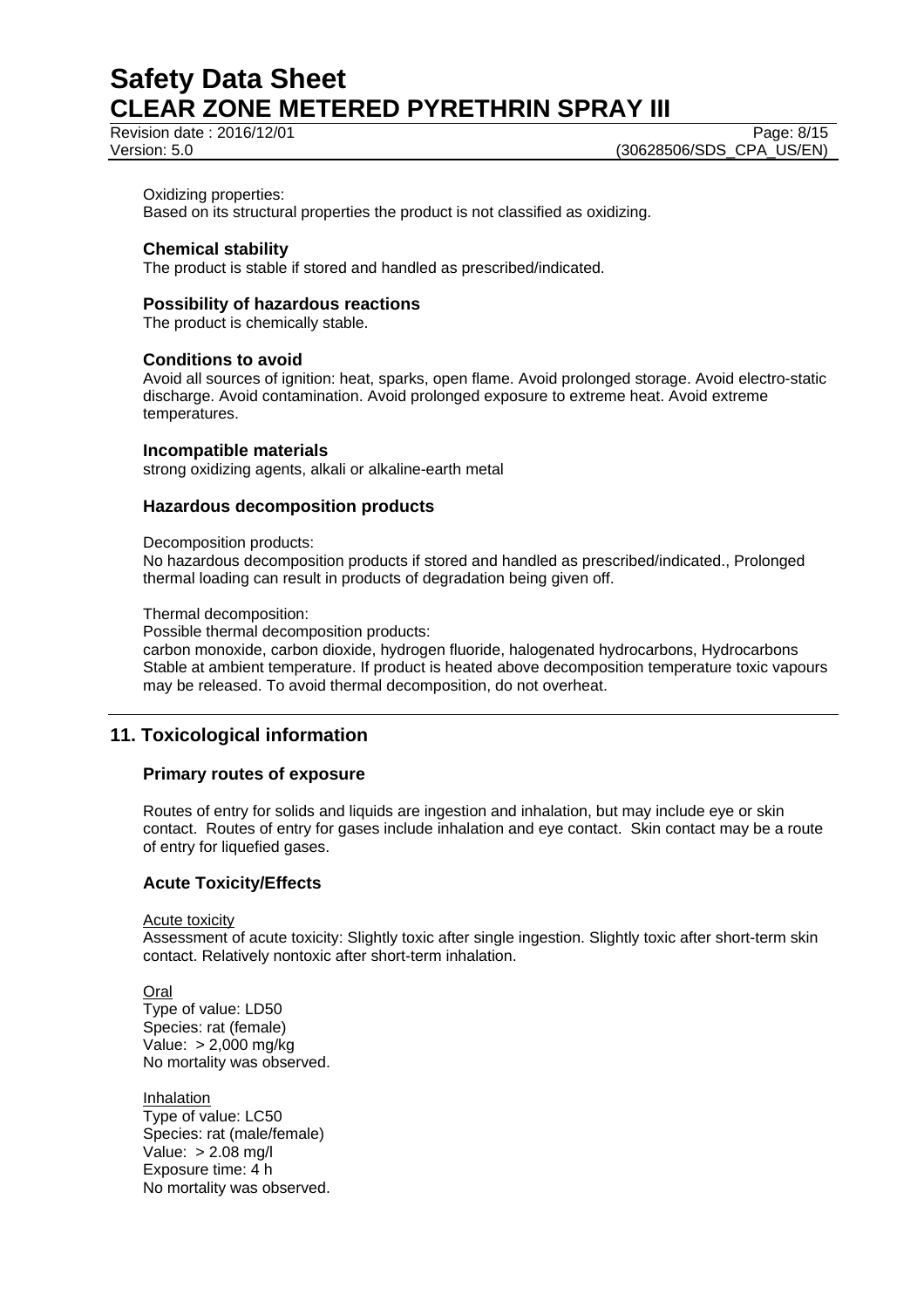Oxidizing properties:
Based on its structural properties the product is not classified as oxidizing.

### Chemical stability

The product is stable if stored and handled as prescribed/indicated.

### Possibility of hazardous reactions

The product is chemically stable.

### Conditions to avoid

Avoid all sources of ignition: heat, sparks, open flame. Avoid prolonged storage. Avoid electro-static discharge. Avoid contamination. Avoid prolonged exposure to extreme heat. Avoid extreme temperatures.

### Incompatible materials

strong oxidizing agents, alkali or alkaline-earth metal

### Hazardous decomposition products

Decomposition products:
No hazardous decomposition products if stored and handled as prescribed/indicated., Prolonged thermal loading can result in products of degradation being given off.

Thermal decomposition:
Possible thermal decomposition products:
carbon monoxide, carbon dioxide, hydrogen fluoride, halogenated hydrocarbons, Hydrocarbons
Stable at ambient temperature. If product is heated above decomposition temperature toxic vapours may be released. To avoid thermal decomposition, do not overheat.

## 11. Toxicological information

### Primary routes of exposure

Routes of entry for solids and liquids are ingestion and inhalation, but may include eye or skin contact. Routes of entry for gases include inhalation and eye contact. Skin contact may be a route of entry for liquefied gases.

### Acute Toxicity/Effects

Acute toxicity
Assessment of acute toxicity: Slightly toxic after single ingestion. Slightly toxic after short-term skin contact. Relatively nontoxic after short-term inhalation.

Oral
Type of value: LD50
Species: rat (female)
Value: > 2,000 mg/kg
No mortality was observed.

Inhalation
Type of value: LC50
Species: rat (male/female)
Value: > 2.08 mg/l
Exposure time: 4 h
No mortality was observed.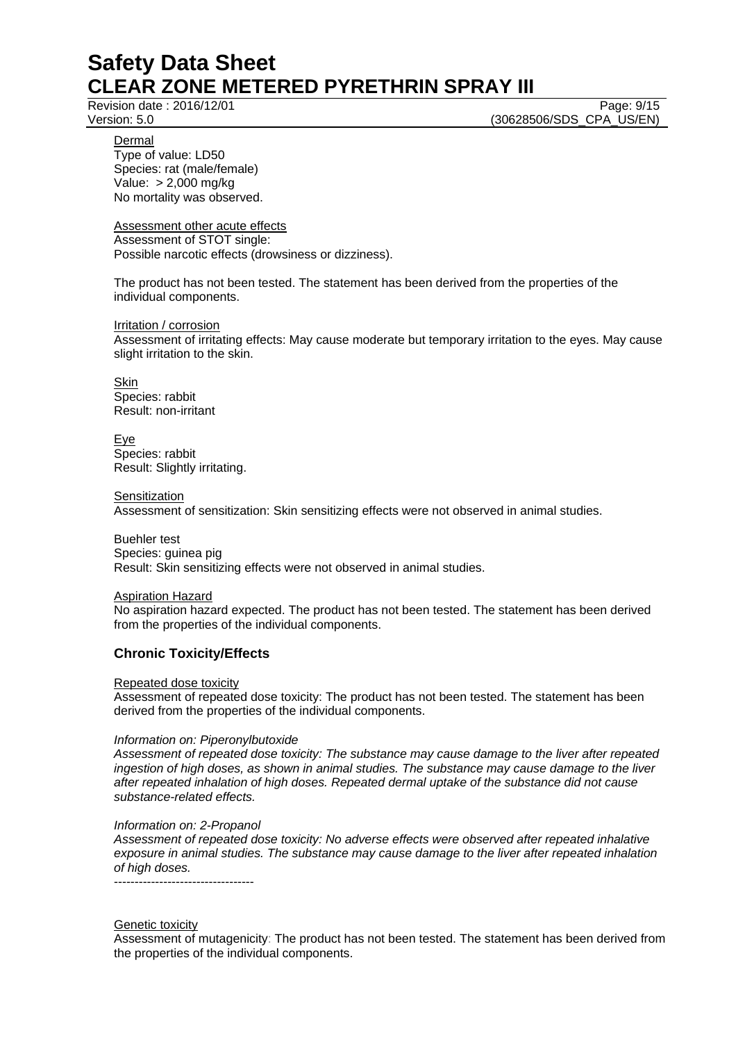Dermal
Type of value: LD50
Species: rat (male/female)
Value: > 2,000 mg/kg
No mortality was observed.

Assessment other acute effects
Assessment of STOT single:
Possible narcotic effects (drowsiness or dizziness).

The product has not been tested. The statement has been derived from the properties of the individual components.

Irritation / corrosion
Assessment of irritating effects: May cause moderate but temporary irritation to the eyes. May cause slight irritation to the skin.

Skin
Species: rabbit
Result: non-irritant

Eye
Species: rabbit
Result: Slightly irritating.

Sensitization
Assessment of sensitization: Skin sensitizing effects were not observed in animal studies.

Buehler test
Species: guinea pig
Result: Skin sensitizing effects were not observed in animal studies.

Aspiration Hazard
No aspiration hazard expected. The product has not been tested. The statement has been derived from the properties of the individual components.

### Chronic Toxicity/Effects

Repeated dose toxicity
Assessment of repeated dose toxicity: The product has not been tested. The statement has been derived from the properties of the individual components.

*Information on: Piperonylbutoxide*
*Assessment of repeated dose toxicity: The substance may cause damage to the liver after repeated ingestion of high doses, as shown in animal studies. The substance may cause damage to the liver after repeated inhalation of high doses. Repeated dermal uptake of the substance did not cause substance-related effects.*

*Information on: 2-Propanol*
*Assessment of repeated dose toxicity: No adverse effects were observed after repeated inhalative exposure in animal studies. The substance may cause damage to the liver after repeated inhalation of high doses.*
----------------------------------

Genetic toxicity
Assessment of mutagenicity: The product has not been tested. The statement has been derived from the properties of the individual components.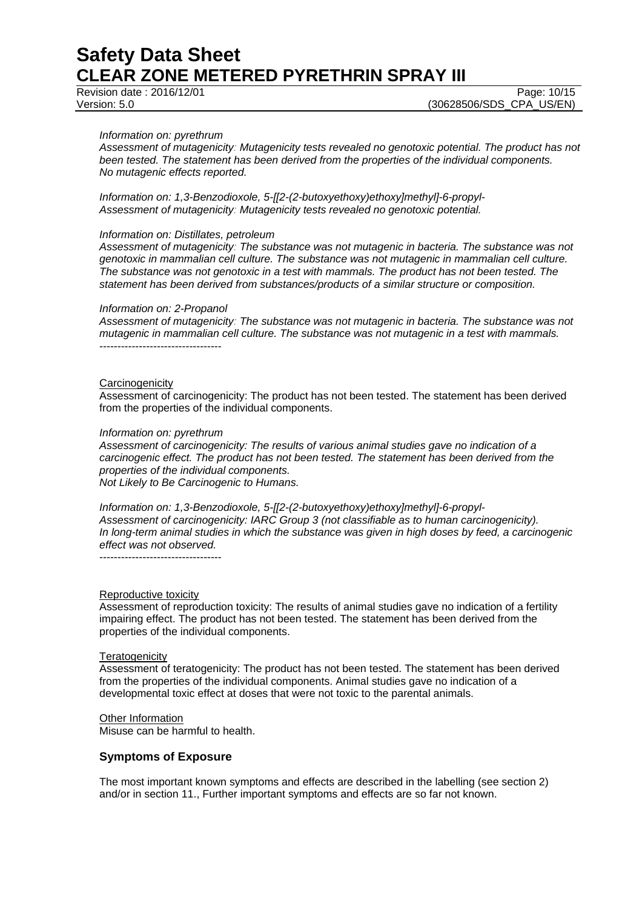*Information on: pyrethrum*
*Assessment of mutagenicity: Mutagenicity tests revealed no genotoxic potential. The product has not been tested. The statement has been derived from the properties of the individual components.*
*No mutagenic effects reported.*

*Information on: 1,3-Benzodioxole, 5-[[2-(2-butoxyethoxy)ethoxy]methyl]-6-propyl-*
*Assessment of mutagenicity: Mutagenicity tests revealed no genotoxic potential.*

*Information on: Distillates, petroleum*
*Assessment of mutagenicity: The substance was not mutagenic in bacteria. The substance was not genotoxic in mammalian cell culture. The substance was not mutagenic in mammalian cell culture. The substance was not genotoxic in a test with mammals. The product has not been tested. The statement has been derived from substances/products of a similar structure or composition.*

*Information on: 2-Propanol*
*Assessment of mutagenicity: The substance was not mutagenic in bacteria. The substance was not mutagenic in mammalian cell culture. The substance was not mutagenic in a test with mammals.*
----------------------------------

Carcinogenicity
Assessment of carcinogenicity: The product has not been tested. The statement has been derived from the properties of the individual components.

*Information on: pyrethrum*
*Assessment of carcinogenicity: The results of various animal studies gave no indication of a carcinogenic effect. The product has not been tested. The statement has been derived from the properties of the individual components.*
*Not Likely to Be Carcinogenic to Humans.*

*Information on: 1,3-Benzodioxole, 5-[[2-(2-butoxyethoxy)ethoxy]methyl]-6-propyl-*
*Assessment of carcinogenicity: IARC Group 3 (not classifiable as to human carcinogenicity).*
*In long-term animal studies in which the substance was given in high doses by feed, a carcinogenic effect was not observed.*
----------------------------------

Reproductive toxicity
Assessment of reproduction toxicity: The results of animal studies gave no indication of a fertility impairing effect. The product has not been tested. The statement has been derived from the properties of the individual components.

Teratogenicity
Assessment of teratogenicity: The product has not been tested. The statement has been derived from the properties of the individual components. Animal studies gave no indication of a developmental toxic effect at doses that were not toxic to the parental animals.

Other Information
Misuse can be harmful to health.

### Symptoms of Exposure

The most important known symptoms and effects are described in the labelling (see section 2) and/or in section 11., Further important symptoms and effects are so far not known.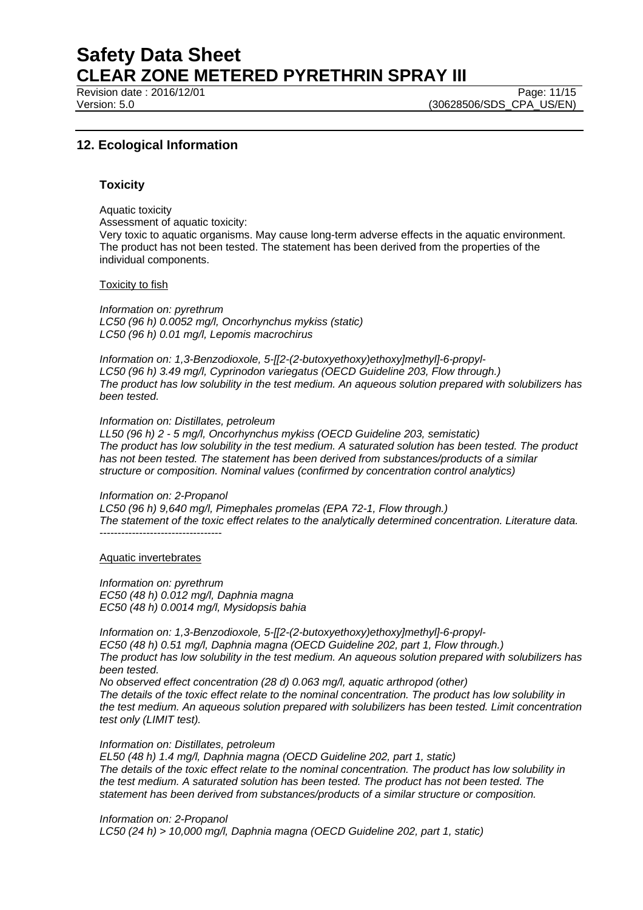## 12. Ecological Information

### Toxicity

Aquatic toxicity
Assessment of aquatic toxicity:
Very toxic to aquatic organisms. May cause long-term adverse effects in the aquatic environment. The product has not been tested. The statement has been derived from the properties of the individual components.

Toxicity to fish

*Information on: pyrethrum*
*LC50 (96 h) 0.0052 mg/l, Oncorhynchus mykiss (static)*
*LC50 (96 h) 0.01 mg/l, Lepomis macrochirus*

*Information on: 1,3-Benzodioxole, 5-[[2-(2-butoxyethoxy)ethoxy]methyl]-6-propyl-*
*LC50 (96 h) 3.49 mg/l, Cyprinodon variegatus (OECD Guideline 203, Flow through.)*
*The product has low solubility in the test medium. An aqueous solution prepared with solubilizers has been tested.*

*Information on: Distillates, petroleum*
*LL50 (96 h) 2 - 5 mg/l, Oncorhynchus mykiss (OECD Guideline 203, semistatic)*
*The product has low solubility in the test medium. A saturated solution has been tested. The product has not been tested. The statement has been derived from substances/products of a similar structure or composition. Nominal values (confirmed by concentration control analytics)*

*Information on: 2-Propanol*
*LC50 (96 h) 9,640 mg/l, Pimephales promelas (EPA 72-1, Flow through.)*
*The statement of the toxic effect relates to the analytically determined concentration. Literature data.*
----------------------------------

Aquatic invertebrates

*Information on: pyrethrum*
*EC50 (48 h) 0.012 mg/l, Daphnia magna*
*EC50 (48 h) 0.0014 mg/l, Mysidopsis bahia*

*Information on: 1,3-Benzodioxole, 5-[[2-(2-butoxyethoxy)ethoxy]methyl]-6-propyl-*
*EC50 (48 h) 0.51 mg/l, Daphnia magna (OECD Guideline 202, part 1, Flow through.)*
*The product has low solubility in the test medium. An aqueous solution prepared with solubilizers has been tested.*
*No observed effect concentration (28 d) 0.063 mg/l, aquatic arthropod (other)*
*The details of the toxic effect relate to the nominal concentration. The product has low solubility in the test medium. An aqueous solution prepared with solubilizers has been tested. Limit concentration test only (LIMIT test).*

*Information on: Distillates, petroleum*
*EL50 (48 h) 1.4 mg/l, Daphnia magna (OECD Guideline 202, part 1, static)*
*The details of the toxic effect relate to the nominal concentration. The product has low solubility in the test medium. A saturated solution has been tested. The product has not been tested. The statement has been derived from substances/products of a similar structure or composition.*

*Information on: 2-Propanol*
*LC50 (24 h) > 10,000 mg/l, Daphnia magna (OECD Guideline 202, part 1, static)*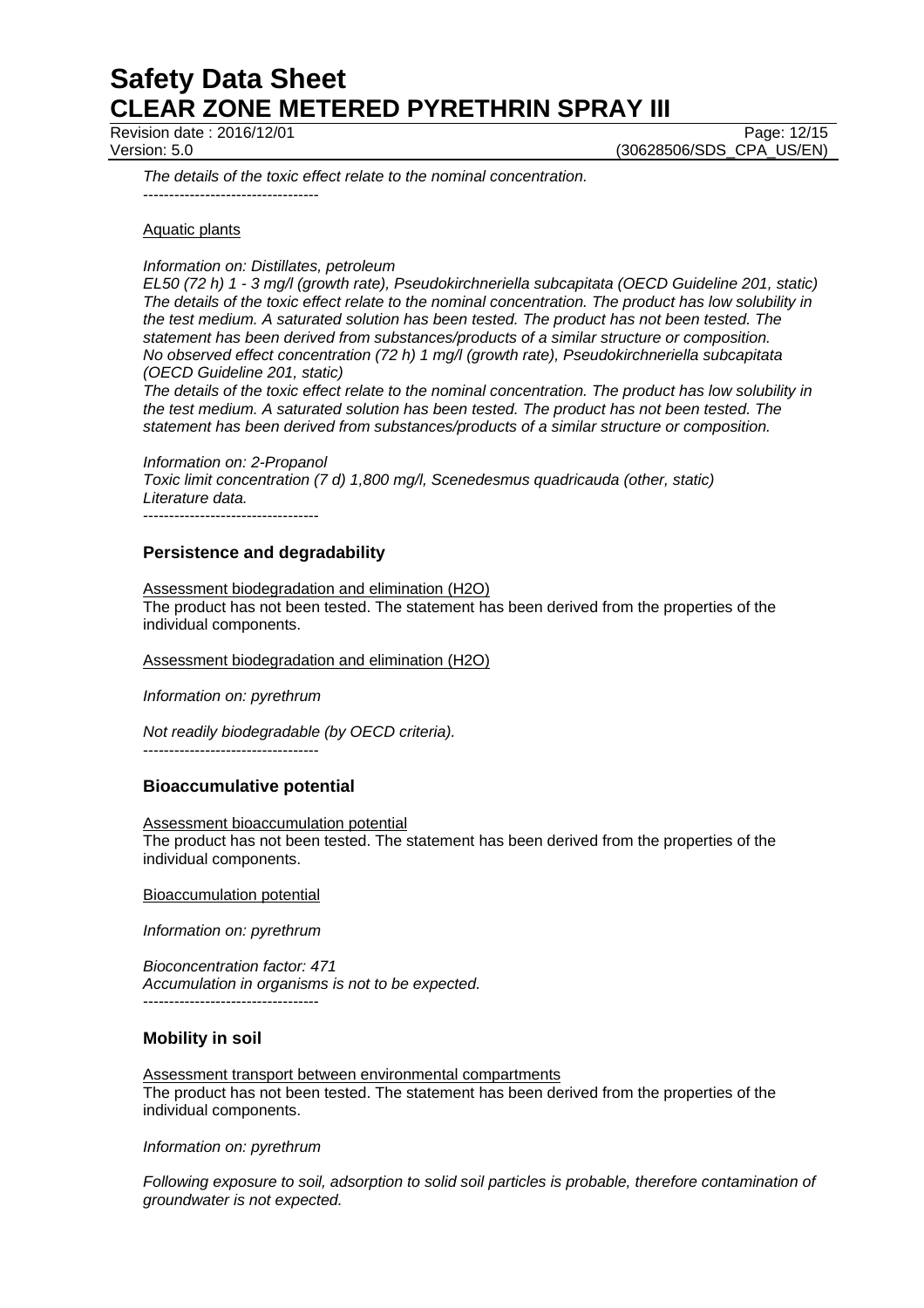*The details of the toxic effect relate to the nominal concentration.*

----------------------------------

Aquatic plants

*Information on: Distillates, petroleum*

*EL50 (72 h) 1 - 3 mg/l (growth rate), Pseudokirchneriella subcapitata (OECD Guideline 201, static)*
*The details of the toxic effect relate to the nominal concentration. The product has low solubility in the test medium. A saturated solution has been tested. The product has not been tested. The statement has been derived from substances/products of a similar structure or composition.*
*No observed effect concentration (72 h) 1 mg/l (growth rate), Pseudokirchneriella subcapitata (OECD Guideline 201, static)*
*The details of the toxic effect relate to the nominal concentration. The product has low solubility in the test medium. A saturated solution has been tested. The product has not been tested. The statement has been derived from substances/products of a similar structure or composition.*

*Information on: 2-Propanol*
*Toxic limit concentration (7 d) 1,800 mg/l, Scenedesmus quadricauda (other, static)*
*Literature data.*

----------------------------------

## Persistence and degradability

Assessment biodegradation and elimination ($H_2O$)
The product has not been tested. The statement has been derived from the properties of the individual components.

Assessment biodegradation and elimination ($H_2O$)

*Information on: pyrethrum*

*Not readily biodegradable (by OECD criteria).*

----------------------------------

## Bioaccumulative potential

Assessment bioaccumulation potential
The product has not been tested. The statement has been derived from the properties of the individual components.

Bioaccumulation potential

*Information on: pyrethrum*

*Bioconcentration factor: 471*
*Accumulation in organisms is not to be expected.*

----------------------------------

## Mobility in soil

Assessment transport between environmental compartments
The product has not been tested. The statement has been derived from the properties of the individual components.

*Information on: pyrethrum*

*Following exposure to soil, adsorption to solid soil particles is probable, therefore contamination of groundwater is not expected.*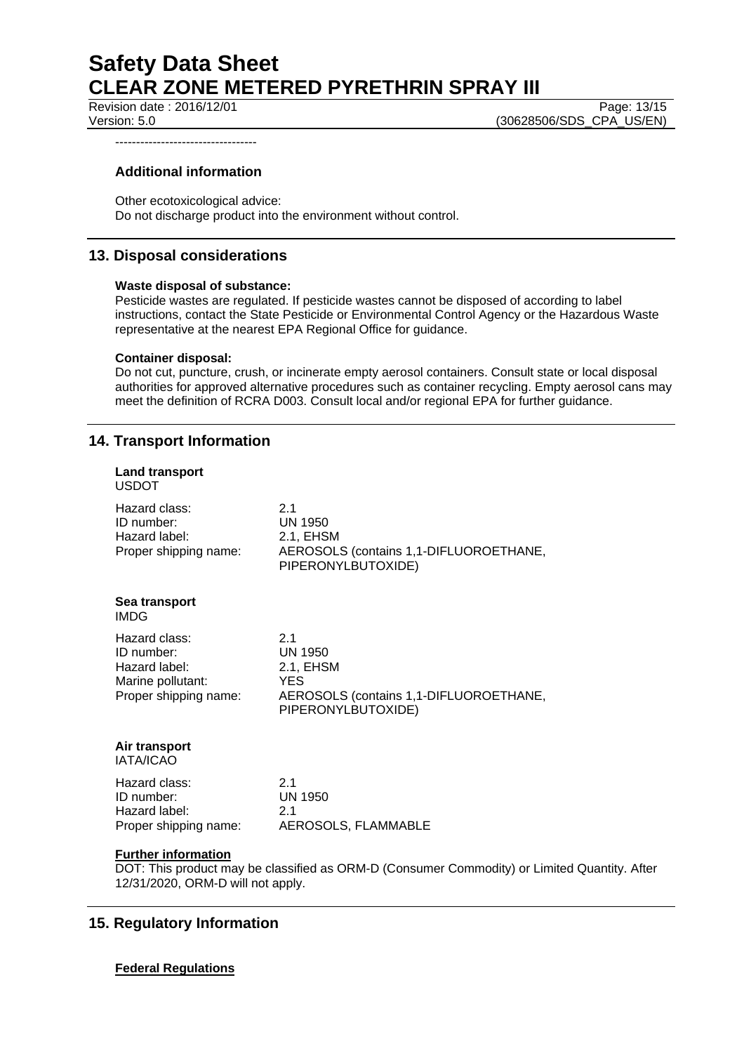----------------------------------

### Additional information

Other ecotoxicological advice:
Do not discharge product into the environment without control.

## 13. Disposal considerations

**Waste disposal of substance:**
Pesticide wastes are regulated. If pesticide wastes cannot be disposed of according to label instructions, contact the State Pesticide or Environmental Control Agency or the Hazardous Waste representative at the nearest EPA Regional Office for guidance.

**Container disposal:**
Do not cut, puncture, crush, or incinerate empty aerosol containers. Consult state or local disposal authorities for approved alternative procedures such as container recycling. Empty aerosol cans may meet the definition of RCRA D003. Consult local and/or regional EPA for further guidance.

## 14. Transport Information

**Land transport**
USDOT

| | |
|---|---|
| Hazard class: | 2.1 |
| ID number: | UN 1950 |
| Hazard label: | 2.1, EHSM |
| Proper shipping name: | AEROSOLS (contains 1,1-DIFLUOROETHANE, PIPERONYLBUTOXIDE) |

**Sea transport**
IMDG

| | |
|---|---|
| Hazard class: | 2.1 |
| ID number: | UN 1950 |
| Hazard label: | 2.1, EHSM |
| Marine pollutant: | YES |
| Proper shipping name: | AEROSOLS (contains 1,1-DIFLUOROETHANE, PIPERONYLBUTOXIDE) |

**Air transport**
IATA/ICAO

| | |
|---|---|
| Hazard class: | 2.1 |
| ID number: | UN 1950 |
| Hazard label: | 2.1 |
| Proper shipping name: | AEROSOLS, FLAMMABLE |

**Further information**
DOT: This product may be classified as ORM-D (Consumer Commodity) or Limited Quantity. After 12/31/2020, ORM-D will not apply.

## 15. Regulatory Information

**Federal Regulations**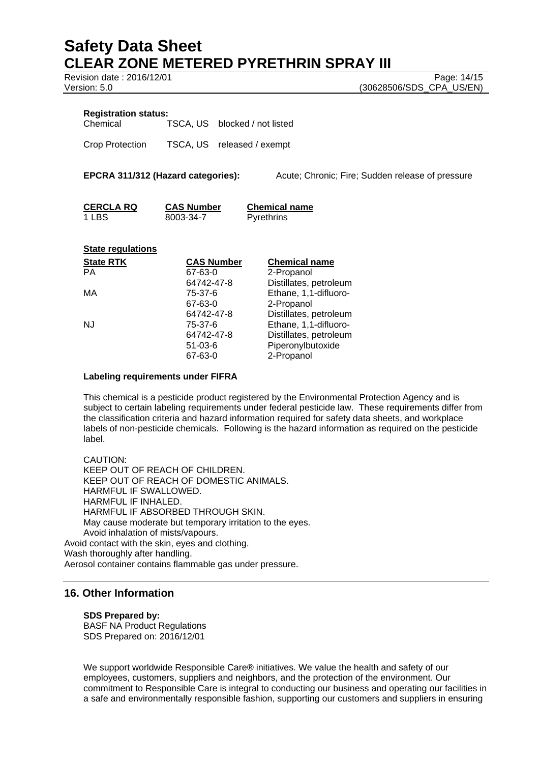**Registration status:**

| | | |
|---|---|---|
| Chemical | TSCA, US | blocked / not listed |
| Crop Protection | TSCA, US | released / exempt |

**EPCRA 311/312 (Hazard categories):** Acute; Chronic; Fire; Sudden release of pressure

| CERCLA RQ | CAS Number | Chemical name |
|---|---|---|
| 1 LBS | 8003-34-7 | Pyrethrins |

**State regulations**

| State RTK | CAS Number | Chemical name |
|---|---|---|
| PA | 67-63-0 | 2-Propanol |
| | 64742-47-8 | Distillates, petroleum |
| MA | 75-37-6 | Ethane, 1,1-difluoro- |
| | 67-63-0 | 2-Propanol |
| | 64742-47-8 | Distillates, petroleum |
| NJ | 75-37-6 | Ethane, 1,1-difluoro- |
| | 64742-47-8 | Distillates, petroleum |
| | 51-03-6 | Piperonylbutoxide |
| | 67-63-0 | 2-Propanol |

**Labeling requirements under FIFRA**

This chemical is a pesticide product registered by the Environmental Protection Agency and is subject to certain labeling requirements under federal pesticide law. These requirements differ from the classification criteria and hazard information required for safety data sheets, and workplace labels of non-pesticide chemicals. Following is the hazard information as required on the pesticide label.

CAUTION:
KEEP OUT OF REACH OF CHILDREN.
KEEP OUT OF REACH OF DOMESTIC ANIMALS.
HARMFUL IF SWALLOWED.
HARMFUL IF INHALED.
HARMFUL IF ABSORBED THROUGH SKIN.
May cause moderate but temporary irritation to the eyes.
Avoid inhalation of mists/vapours.
Avoid contact with the skin, eyes and clothing.
Wash thoroughly after handling.
Aerosol container contains flammable gas under pressure.

## 16. Other Information

**SDS Prepared by:**
BASF NA Product Regulations
SDS Prepared on: 2016/12/01

We support worldwide Responsible Care® initiatives. We value the health and safety of our employees, customers, suppliers and neighbors, and the protection of the environment. Our commitment to Responsible Care is integral to conducting our business and operating our facilities in a safe and environmentally responsible fashion, supporting our customers and suppliers in ensuring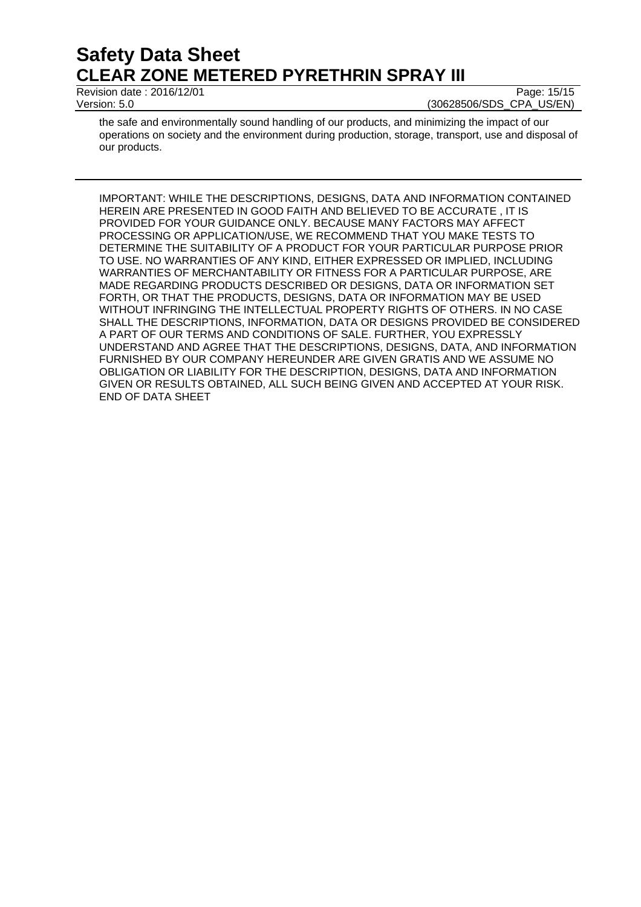the safe and environmentally sound handling of our products, and minimizing the impact of our operations on society and the environment during production, storage, transport, use and disposal of our products.

---

IMPORTANT: WHILE THE DESCRIPTIONS, DESIGNS, DATA AND INFORMATION CONTAINED HEREIN ARE PRESENTED IN GOOD FAITH AND BELIEVED TO BE ACCURATE , IT IS PROVIDED FOR YOUR GUIDANCE ONLY. BECAUSE MANY FACTORS MAY AFFECT PROCESSING OR APPLICATION/USE, WE RECOMMEND THAT YOU MAKE TESTS TO DETERMINE THE SUITABILITY OF A PRODUCT FOR YOUR PARTICULAR PURPOSE PRIOR TO USE. NO WARRANTIES OF ANY KIND, EITHER EXPRESSED OR IMPLIED, INCLUDING WARRANTIES OF MERCHANTABILITY OR FITNESS FOR A PARTICULAR PURPOSE, ARE MADE REGARDING PRODUCTS DESCRIBED OR DESIGNS, DATA OR INFORMATION SET FORTH, OR THAT THE PRODUCTS, DESIGNS, DATA OR INFORMATION MAY BE USED WITHOUT INFRINGING THE INTELLECTUAL PROPERTY RIGHTS OF OTHERS. IN NO CASE SHALL THE DESCRIPTIONS, INFORMATION, DATA OR DESIGNS PROVIDED BE CONSIDERED A PART OF OUR TERMS AND CONDITIONS OF SALE. FURTHER, YOU EXPRESSLY UNDERSTAND AND AGREE THAT THE DESCRIPTIONS, DESIGNS, DATA, AND INFORMATION FURNISHED BY OUR COMPANY HEREUNDER ARE GIVEN GRATIS AND WE ASSUME NO OBLIGATION OR LIABILITY FOR THE DESCRIPTION, DESIGNS, DATA AND INFORMATION GIVEN OR RESULTS OBTAINED, ALL SUCH BEING GIVEN AND ACCEPTED AT YOUR RISK.
END OF DATA SHEET